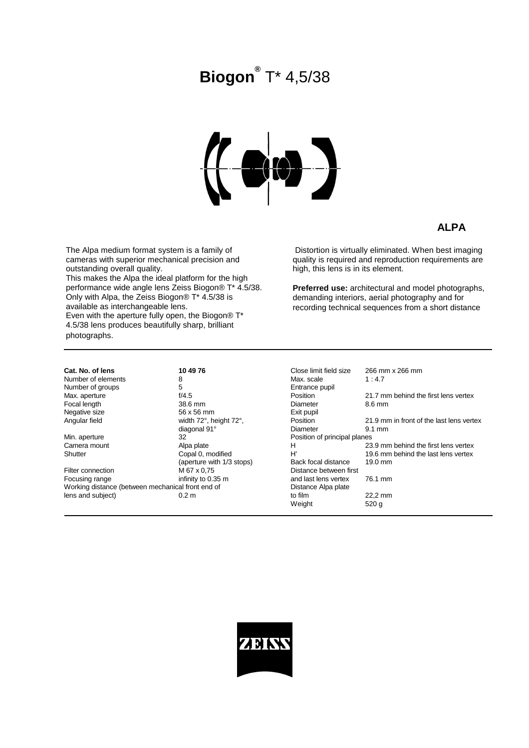# **Biogon**® T* 4,5/38

**ALPA**

The Alpa medium format system is a family of cameras with superior mechanical precision and outstanding overall quality.
This makes the Alpa the ideal platform for the high performance wide angle lens Zeiss Biogon® T* 4.5/38. Only with Alpa, the Zeiss Biogon® T* 4.5/38 is available as interchangeable lens.
Even with the aperture fully open, the Biogon® T* 4.5/38 lens produces beautifully sharp, brilliant photographs.

Distortion is virtually eliminated. When best imaging quality is required and reproduction requirements are high, this lens is in its element.

**Preferred use:** architectural and model photographs, demanding interiors, aerial photography and for recording technical sequences from a short distance

| | |
|---|---|
| **Cat. No. of lens** | **10 49 76** |
| Number of elements | 8 |
| Number of groups | 5 |
| Max. aperture | f/4.5 |
| Focal length | 38.6 mm |
| Negative size | 56 x 56 mm |
| Angular field | width 72°, height 72°, diagonal 91° |
| Min. aperture | 32 |
| Camera mount | Alpa plate |
| Shutter | Copal 0, modified (aperture with 1/3 stops) |
| Filter connection | M 67 x 0,75 |
| Focusing range | infinity to 0.35 m |
| Working distance (between mechanical front end of lens and subject) | 0.2 m |
| Close limit field size | 266 mm x 266 mm |
| Max. scale | 1 : 4.7 |
| Entrance pupil | |
| Position | 21.7 mm behind the first lens vertex |
| Diameter | 8.6 mm |
| Exit pupil | |
| Position | 21.9 mm in front of the last lens vertex |
| Diameter | 9.1 mm |
| Position of principal planes | |
| H | 23.9 mm behind the first lens vertex |
| H' | 19.6 mm behind the last lens vertex |
| Back focal distance | 19.0 mm |
| Distance between first and last lens vertex | 76.1 mm |
| Distance Alpa plate to film | 22,2 mm |
| Weight | 520 g |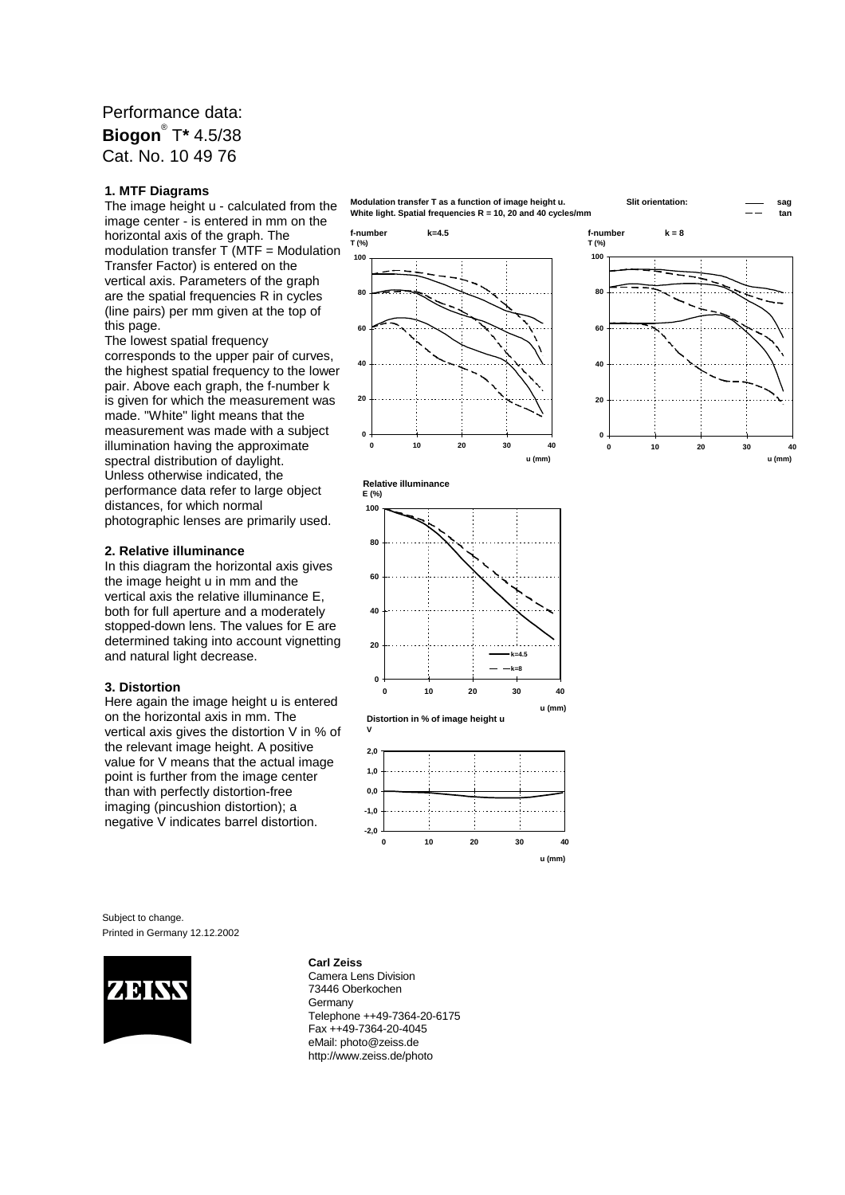Performance data:

**Biogon**® T* 4.5/38

Cat. No. 10 49 76

### 1. MTF Diagrams

The image height u - calculated from the image center - is entered in mm on the horizontal axis of the graph. The modulation transfer T (MTF = Modulation Transfer Factor) is entered on the vertical axis. Parameters of the graph are the spatial frequencies R in cycles (line pairs) per mm given at the top of this page.

The lowest spatial frequency corresponds to the upper pair of curves, the highest spatial frequency to the lower pair. Above each graph, the f-number k is given for which the measurement was made. "White" light means that the measurement was made with a subject illumination having the approximate spectral distribution of daylight.

Unless otherwise indicated, the performance data refer to large object distances, for which normal photographic lenses are primarily used.

**Modulation transfer T as a function of image height u.**
**White light. Spatial frequencies R = 10, 20 and 40 cycles/mm**

**Slit orientation:** —— sag  – – tan

f-number k=4.5
T (%)
100
80
60
40
20
0
0 10 20 30 40
u (mm)

f-number k = 8
T (%)
100
80
60
40
20
0
0 10 20 30 40
u (mm)

### 2. Relative illuminance

In this diagram the horizontal axis gives the image height u in mm and the vertical axis the relative illuminance E, both for full aperture and a moderately stopped-down lens. The values for E are determined taking into account vignetting and natural light decrease.

**Relative illuminance**
E (%)
100
80
60
40
20
0
0 10 20 30 40
u (mm)
k=4.5
k=8

### 3. Distortion

Here again the image height u is entered on the horizontal axis in mm. The vertical axis gives the distortion V in % of the relevant image height. A positive value for V means that the actual image point is further from the image center than with perfectly distortion-free imaging (pincushion distortion); a negative V indicates barrel distortion.

**Distortion in % of image height u**
V
2,0
1,0
0,0
-1,0
-2,0
0 10 20 30 40
u (mm)

Subject to change.
Printed in Germany 12.12.2002

ZEISS

**Carl Zeiss**
Camera Lens Division
73446 Oberkochen
Germany
Telephone ++49-7364-20-6175
Fax ++49-7364-20-4045
eMail: photo@zeiss.de
http://www.zeiss.de/photo